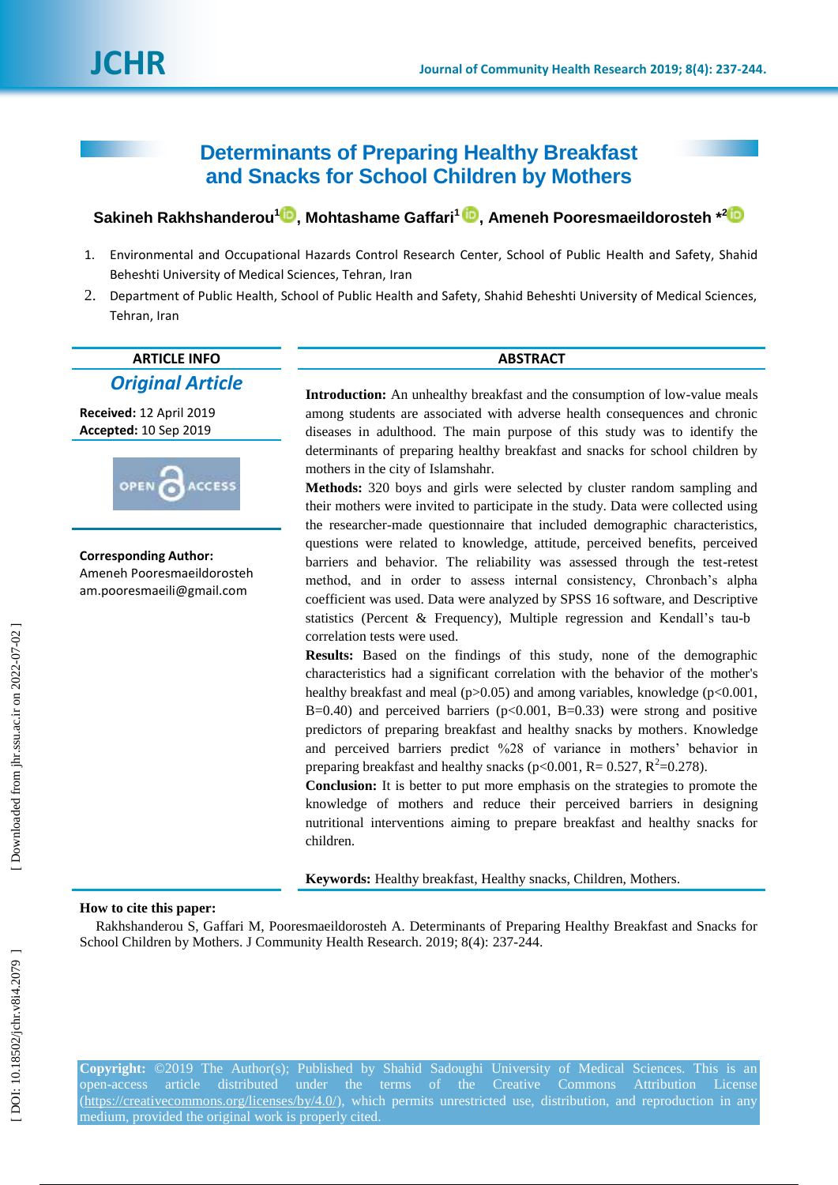# Determinants of Preparing Healthy Breakfast and Snacks for School Children by Mothers

**Sakineh Rakhshanderou[1], Mohtashame Gaffari[1], Ameneh Pooresmaeildorosteh *[2]**

1. Environmental and Occupational Hazards Control Research Center, School of Public Health and Safety, Shahid Beheshti University of Medical Sciences, Tehran, Iran
2. Department of Public Health, School of Public Health and Safety, Shahid Beheshti University of Medical Sciences, Tehran, Iran

## ARTICLE INFO

***Original Article***

**Received:** 12 April 2019
**Accepted:** 10 Sep 2019

OPEN ACCESS

**Corresponding Author:**
Ameneh Pooresmaeildorosteh
am.pooresmaeili@gmail.com

## ABSTRACT

**Introduction:** An unhealthy breakfast and the consumption of low-value meals among students are associated with adverse health consequences and chronic diseases in adulthood. The main purpose of this study was to identify the determinants of preparing healthy breakfast and snacks for school children by mothers in the city of Islamshahr.

**Methods:** 320 boys and girls were selected by cluster random sampling and their mothers were invited to participate in the study. Data were collected using the researcher-made questionnaire that included demographic characteristics, questions were related to knowledge, attitude, perceived benefits, perceived barriers and behavior. The reliability was assessed through the test-retest method, and in order to assess internal consistency, Chronbach's alpha coefficient was used. Data were analyzed by SPSS 16 software, and Descriptive statistics (Percent & Frequency), Multiple regression and Kendall's tau-b correlation tests were used.

**Results:** Based on the findings of this study, none of the demographic characteristics had a significant correlation with the behavior of the mother's healthy breakfast and meal ($p>0.05$) and among variables, knowledge ($p<0.001$, B=0.40) and perceived barriers ($p<0.001$, B=0.33) were strong and positive predictors of preparing breakfast and healthy snacks by mothers. Knowledge and perceived barriers predict %28 of variance in mothers' behavior in preparing breakfast and healthy snacks ($p<0.001$, R= 0.527, $R^2$=0.278).

**Conclusion:** It is better to put more emphasis on the strategies to promote the knowledge of mothers and reduce their perceived barriers in designing nutritional interventions aiming to prepare breakfast and healthy snacks for children.

**Keywords:** Healthy breakfast, Healthy snacks, Children, Mothers.

**How to cite this paper:**

Rakhshanderou S, Gaffari M, Pooresmaeildorosteh A. Determinants of Preparing Healthy Breakfast and Snacks for School Children by Mothers. J Community Health Research. 2019; 8(4): 237-244.

**Copyright:** ©2019 The Author(s); Published by Shahid Sadoughi University of Medical Sciences. This is an open-access article distributed under the terms of the Creative Commons Attribution License (https://creativecommons.org/licenses/by/4.0/), which permits unrestricted use, distribution, and reproduction in any medium, provided the original work is properly cited.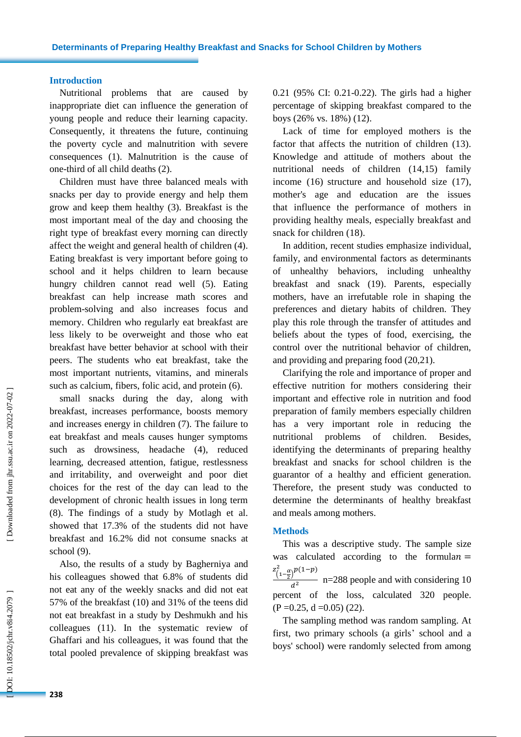## Introduction

Nutritional problems that are caused by inappropriate diet can influence the generation of young people and reduce their learning capacity. Consequently, it threatens the future, continuing the poverty cycle and malnutrition with severe consequences (1). Malnutrition is the cause of one-third of all child deaths (2).

Children must have three balanced meals with snacks per day to provide energy and help them grow and keep them healthy (3). Breakfast is the most important meal of the day and choosing the right type of breakfast every morning can directly affect the weight and general health of children (4). Eating breakfast is very important before going to school and it helps children to learn because hungry children cannot read well (5). Eating breakfast can help increase math scores and problem-solving and also increases focus and memory. Children who regularly eat breakfast are less likely to be overweight and those who eat breakfast have better behavior at school with their peers. The students who eat breakfast, take the most important nutrients, vitamins, and minerals such as calcium, fibers, folic acid, and protein (6).

small snacks during the day, along with breakfast, increases performance, boosts memory and increases energy in children (7). The failure to eat breakfast and meals causes hunger symptoms such as drowsiness, headache (4), reduced learning, decreased attention, fatigue, restlessness and irritability, and overweight and poor diet choices for the rest of the day can lead to the development of chronic health issues in long term (8). The findings of a study by Motlagh et al. showed that 17.3% of the students did not have breakfast and 16.2% did not consume snacks at school (9).

Also, the results of a study by Bagherniya and his colleagues showed that 6.8% of students did not eat any of the weekly snacks and did not eat 57% of the breakfast (10) and 31% of the teens did not eat breakfast in a study by Deshmukh and his colleagues (11). In the systematic review of Ghaffari and his colleagues, it was found that the total pooled prevalence of skipping breakfast was 0.21 (95% CI: 0.21-0.22). The girls had a higher percentage of skipping breakfast compared to the boys (26% vs. 18%) (12).

Lack of time for employed mothers is the factor that affects the nutrition of children (13). Knowledge and attitude of mothers about the nutritional needs of children (14,15) family income (16) structure and household size (17), mother's age and education are the issues that influence the performance of mothers in providing healthy meals, especially breakfast and snack for children (18).

In addition, recent studies emphasize individual, family, and environmental factors as determinants of unhealthy behaviors, including unhealthy breakfast and snack (19). Parents, especially mothers, have an irrefutable role in shaping the preferences and dietary habits of children. They play this role through the transfer of attitudes and beliefs about the types of food, exercising, the control over the nutritional behavior of children, and providing and preparing food (20,21).

Clarifying the role and importance of proper and effective nutrition for mothers considering their important and effective role in nutrition and food preparation of family members especially children has a very important role in reducing the nutritional problems of children. Besides, identifying the determinants of preparing healthy breakfast and snacks for school children is the guarantor of a healthy and efficient generation. Therefore, the present study was conducted to determine the determinants of healthy breakfast and meals among mothers.

## Methods

This was a descriptive study. The sample size was calculated according to the formula $n = \frac{z^2_{\left(1-\frac{\alpha}{2}\right)} p(1-p)}{d^2}$ n=288 people and with considering 10 percent of the loss, calculated 320 people. (P =0.25, d =0.05) (22).

The sampling method was random sampling. At first, two primary schools (a girls' school and a boys' school) were randomly selected from among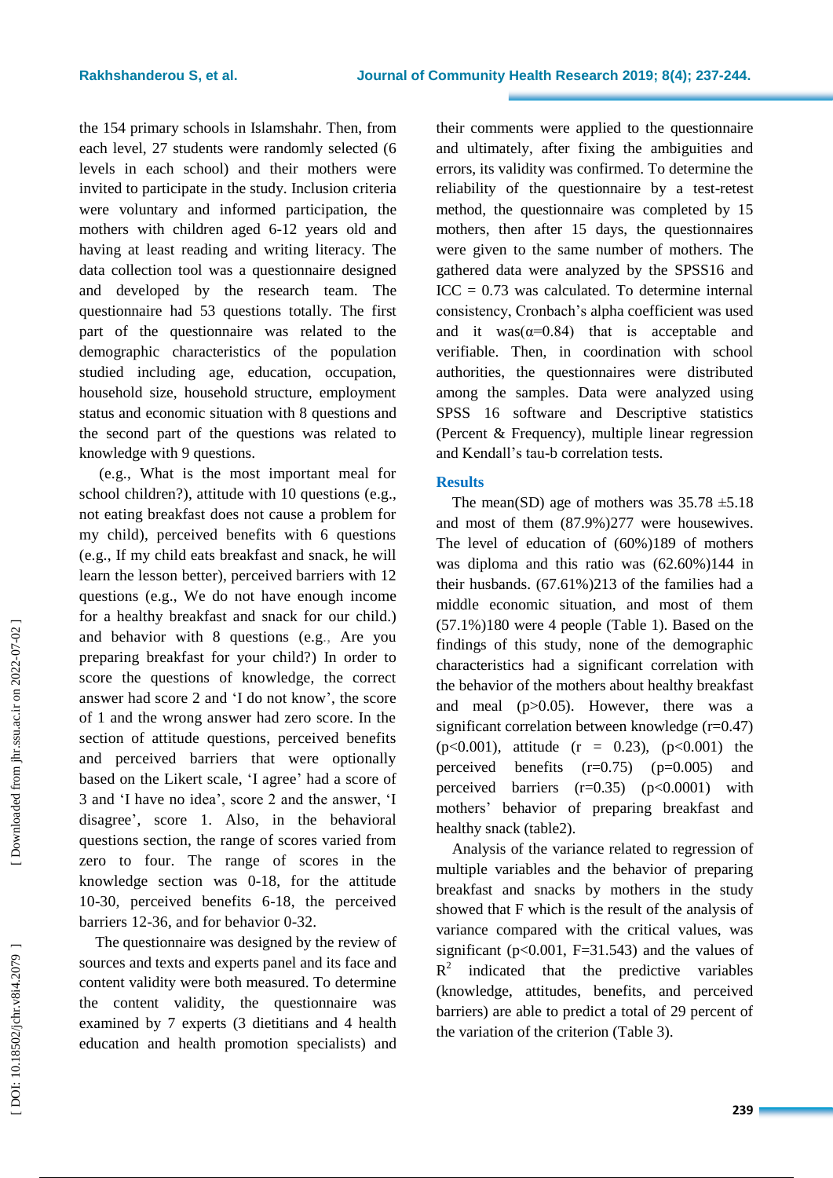the 154 primary schools in Islamshahr. Then, from each level, 27 students were randomly selected (6 levels in each school) and their mothers were invited to participate in the study. Inclusion criteria were voluntary and informed participation, the mothers with children aged 6-12 years old and having at least reading and writing literacy. The data collection tool was a questionnaire designed and developed by the research team. The questionnaire had 53 questions totally. The first part of the questionnaire was related to the demographic characteristics of the population studied including age, education, occupation, household size, household structure, employment status and economic situation with 8 questions and the second part of the questions was related to knowledge with 9 questions.

(e.g., What is the most important meal for school children?), attitude with 10 questions (e.g., not eating breakfast does not cause a problem for my child), perceived benefits with 6 questions (e.g., If my child eats breakfast and snack, he will learn the lesson better), perceived barriers with 12 questions (e.g., We do not have enough income for a healthy breakfast and snack for our child.) and behavior with 8 questions (e.g., Are you preparing breakfast for your child?) In order to score the questions of knowledge, the correct answer had score 2 and 'I do not know', the score of 1 and the wrong answer had zero score. In the section of attitude questions, perceived benefits and perceived barriers that were optionally based on the Likert scale, 'I agree' had a score of 3 and 'I have no idea', score 2 and the answer, 'I disagree', score 1. Also, in the behavioral questions section, the range of scores varied from zero to four. The range of scores in the knowledge section was 0-18, for the attitude 10-30, perceived benefits 6-18, the perceived barriers 12-36, and for behavior 0-32.

The questionnaire was designed by the review of sources and texts and experts panel and its face and content validity were both measured. To determine the content validity, the questionnaire was examined by 7 experts (3 dietitians and 4 health education and health promotion specialists) and their comments were applied to the questionnaire and ultimately, after fixing the ambiguities and errors, its validity was confirmed. To determine the reliability of the questionnaire by a test-retest method, the questionnaire was completed by 15 mothers, then after 15 days, the questionnaires were given to the same number of mothers. The gathered data were analyzed by the SPSS16 and ICC = 0.73 was calculated. To determine internal consistency, Cronbach's alpha coefficient was used and it was($\alpha$=0.84) that is acceptable and verifiable. Then, in coordination with school authorities, the questionnaires were distributed among the samples. Data were analyzed using SPSS 16 software and Descriptive statistics (Percent & Frequency), multiple linear regression and Kendall's tau-b correlation tests.

## Results

The mean(SD) age of mothers was 35.78 ±5.18 and most of them (87.9%)277 were housewives. The level of education of (60%)189 of mothers was diploma and this ratio was (62.60%)144 in their husbands. (67.61%)213 of the families had a middle economic situation, and most of them (57.1%)180 were 4 people (Table 1). Based on the findings of this study, none of the demographic characteristics had a significant correlation with the behavior of the mothers about healthy breakfast and meal ($p>0.05$). However, there was a significant correlation between knowledge ($r=0.47$) ($p<0.001$), attitude ($r = 0.23$), ($p<0.001$) the perceived benefits ($r=0.75$) ($p=0.005$) and perceived barriers ($r=0.35$) ($p<0.0001$) with mothers' behavior of preparing breakfast and healthy snack (table2).

Analysis of the variance related to regression of multiple variables and the behavior of preparing breakfast and snacks by mothers in the study showed that F which is the result of the analysis of variance compared with the critical values, was significant ($p<0.001$, $F=31.543$) and the values of $R^2$ indicated that the predictive variables (knowledge, attitudes, benefits, and perceived barriers) are able to predict a total of 29 percent of the variation of the criterion (Table 3).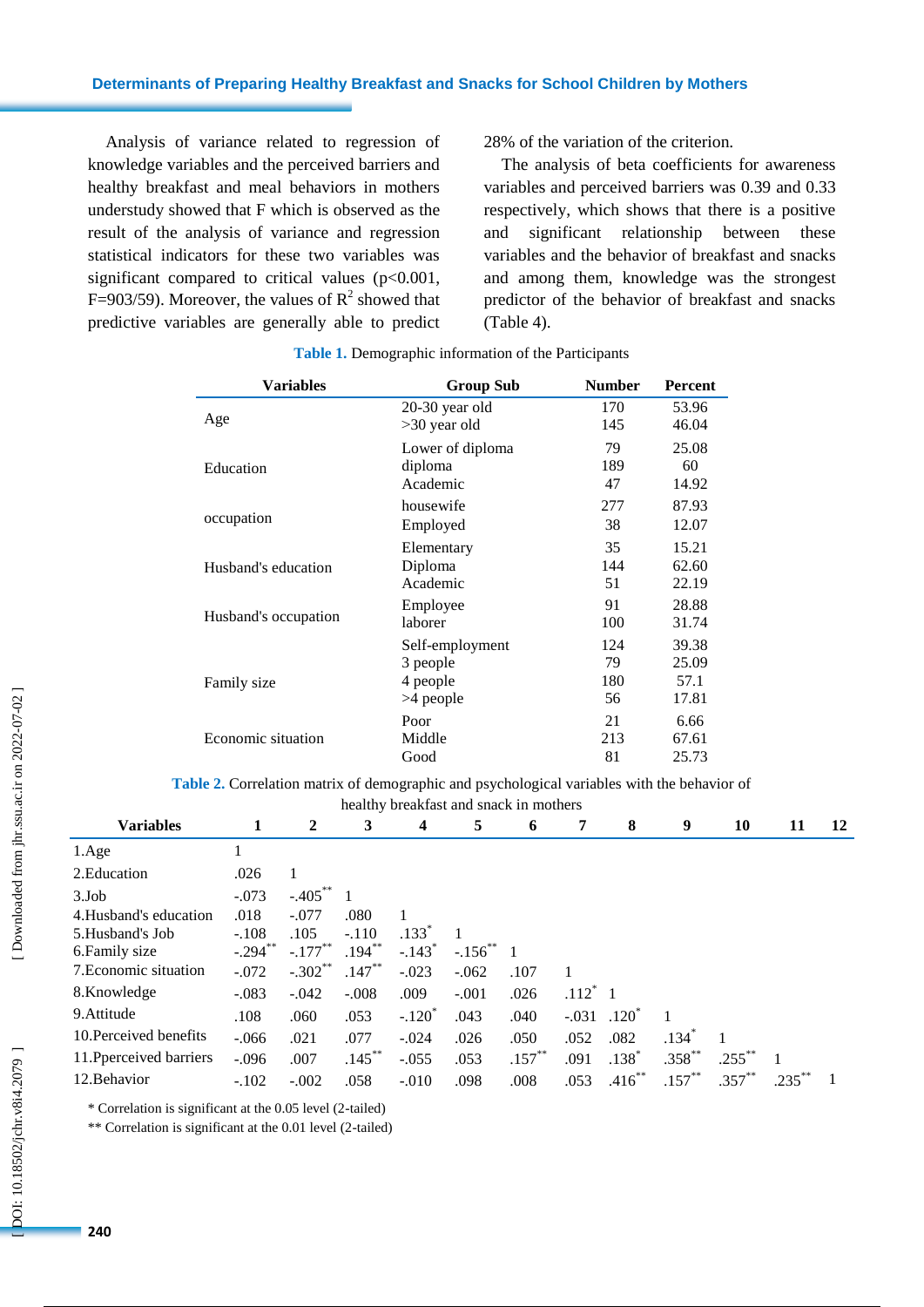Analysis of variance related to regression of knowledge variables and the perceived barriers and healthy breakfast and meal behaviors in mothers understudy showed that F which is observed as the result of the analysis of variance and regression statistical indicators for these two variables was significant compared to critical values ($p<0.001$, F=903/59). Moreover, the values of $R^2$ showed that predictive variables are generally able to predict 28% of the variation of the criterion.

The analysis of beta coefficients for awareness variables and perceived barriers was 0.39 and 0.33 respectively, which shows that there is a positive and significant relationship between these variables and the behavior of breakfast and snacks and among them, knowledge was the strongest predictor of the behavior of breakfast and snacks (Table 4).

**Table 1.** Demographic information of the Participants

| Variables | Group Sub | Number | Percent |
|---|---|---|---|
| Age | 20-30 year old | 170 | 53.96 |
| | >30 year old | 145 | 46.04 |
| Education | Lower of diploma | 79 | 25.08 |
| | diploma | 189 | 60 |
| | Academic | 47 | 14.92 |
| occupation | housewife | 277 | 87.93 |
| | Employed | 38 | 12.07 |
| Husband's education | Elementary | 35 | 15.21 |
| | Diploma | 144 | 62.60 |
| | Academic | 51 | 22.19 |
| Husband's occupation | Employee | 91 | 28.88 |
| | laborer | 100 | 31.74 |
| | Self-employment | 124 | 39.38 |
| Family size | 3 people | 79 | 25.09 |
| | 4 people | 180 | 57.1 |
| | >4 people | 56 | 17.81 |
| Economic situation | Poor | 21 | 6.66 |
| | Middle | 213 | 67.61 |
| | Good | 81 | 25.73 |

**Table 2.** Correlation matrix of demographic and psychological variables with the behavior of healthy breakfast and snack in mothers

| Variables | 1 | 2 | 3 | 4 | 5 | 6 | 7 | 8 | 9 | 10 | 11 | 12 |
|---|---|---|---|---|---|---|---|---|---|---|---|---|
| 1.Age | 1 | | | | | | | | | | | |
| 2.Education | .026 | 1 | | | | | | | | | | |
| 3.Job | -.073 | -.405** | 1 | | | | | | | | | |
| 4.Husband's education | .018 | -.077 | .080 | 1 | | | | | | | | |
| 5.Husband's Job | -.108 | .105 | -.110 | .133* | 1 | | | | | | | |
| 6.Family size | -.294** | -.177** | .194** | -.143* | -.156** | 1 | | | | | | |
| 7.Economic situation | -.072 | -.302** | .147** | -.023 | -.062 | .107 | 1 | | | | | |
| 8.Knowledge | -.083 | -.042 | -.008 | .009 | -.001 | .026 | .112* | 1 | | | | |
| 9.Attitude | .108 | .060 | .053 | -.120* | .043 | .040 | -.031 | .120* | 1 | | | |
| 10.Perceived benefits | -.066 | .021 | .077 | -.024 | .026 | .050 | .052 | .082 | .134* | 1 | | |
| 11.Pperceived barriers | -.096 | .007 | .145** | -.055 | .053 | .157** | .091 | .138* | .358** | .255** | 1 | |
| 12.Behavior | -.102 | -.002 | .058 | -.010 | .098 | .008 | .053 | .416** | .157** | .357** | .235** | 1 |

* Correlation is significant at the 0.05 level (2-tailed)

** Correlation is significant at the 0.01 level (2-tailed)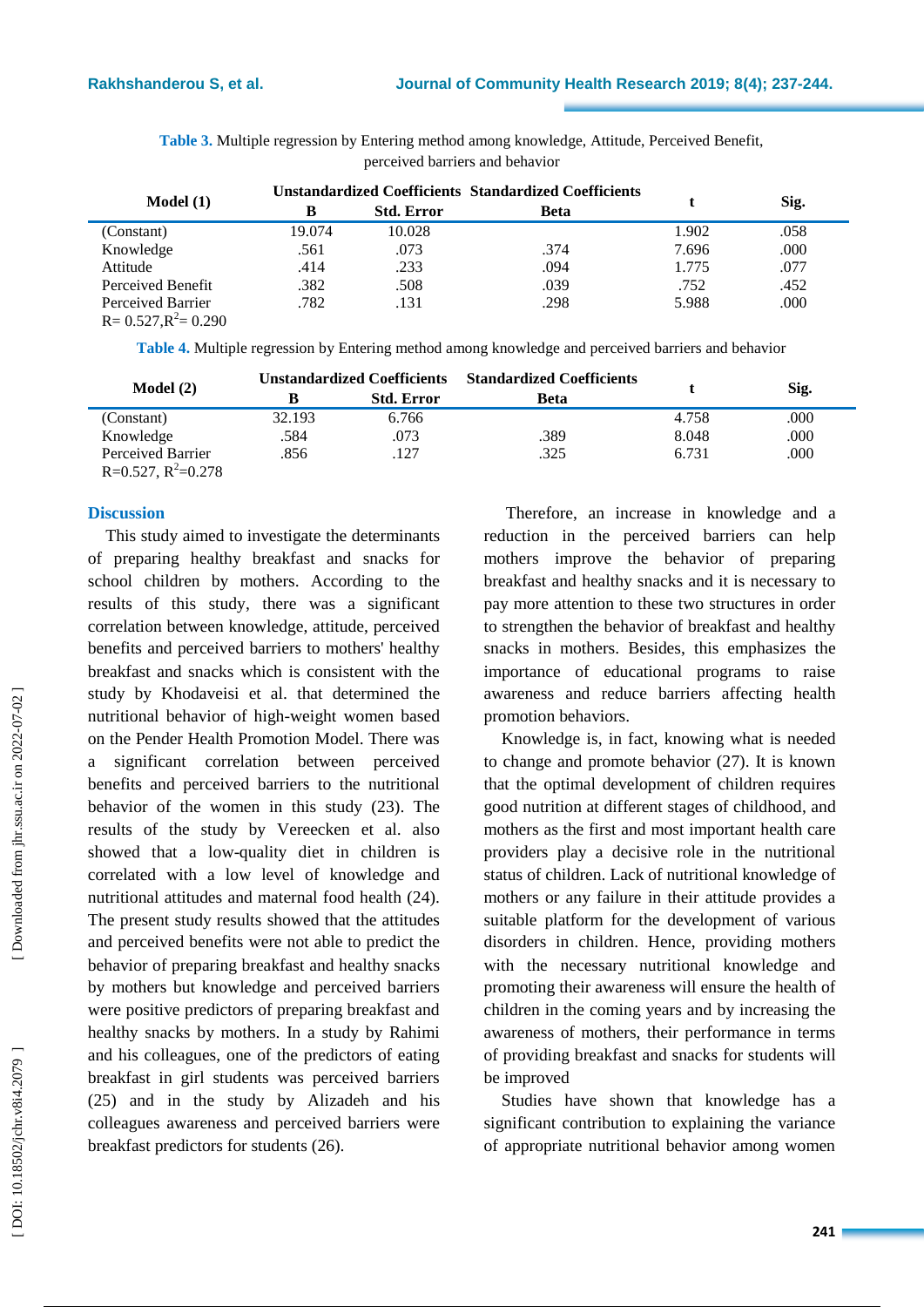**Table 3.** Multiple regression by Entering method among knowledge, Attitude, Perceived Benefit, perceived barriers and behavior

| Model (1) | Unstandardized Coefficients | | Standardized Coefficients | t | Sig. |
|---|---|---|---|---|---|
| | B | Std. Error | Beta | | |
| (Constant) | 19.074 | 10.028 | | 1.902 | .058 |
| Knowledge | .561 | .073 | .374 | 7.696 | .000 |
| Attitude | .414 | .233 | .094 | 1.775 | .077 |
| Perceived Benefit | .382 | .508 | .039 | .752 | .452 |
| Perceived Barrier | .782 | .131 | .298 | 5.988 | .000 |

R= 0.527, $R^2$= 0.290

**Table 4.** Multiple regression by Entering method among knowledge and perceived barriers and behavior

| Model (2) | Unstandardized Coefficients | | Standardized Coefficients | t | Sig. |
|---|---|---|---|---|---|
| | B | Std. Error | Beta | | |
| (Constant) | 32.193 | 6.766 | | 4.758 | .000 |
| Knowledge | .584 | .073 | .389 | 8.048 | .000 |
| Perceived Barrier | .856 | .127 | .325 | 6.731 | .000 |

R=0.527, $R^2$=0.278

## Discussion

This study aimed to investigate the determinants of preparing healthy breakfast and snacks for school children by mothers. According to the results of this study, there was a significant correlation between knowledge, attitude, perceived benefits and perceived barriers to mothers' healthy breakfast and snacks which is consistent with the study by Khodaveisi et al. that determined the nutritional behavior of high-weight women based on the Pender Health Promotion Model. There was a significant correlation between perceived benefits and perceived barriers to the nutritional behavior of the women in this study (23). The results of the study by Vereecken et al. also showed that a low-quality diet in children is correlated with a low level of knowledge and nutritional attitudes and maternal food health (24). The present study results showed that the attitudes and perceived benefits were not able to predict the behavior of preparing breakfast and healthy snacks by mothers but knowledge and perceived barriers were positive predictors of preparing breakfast and healthy snacks by mothers. In a study by Rahimi and his colleagues, one of the predictors of eating breakfast in girl students was perceived barriers (25) and in the study by Alizadeh and his colleagues awareness and perceived barriers were breakfast predictors for students (26).

Therefore, an increase in knowledge and a reduction in the perceived barriers can help mothers improve the behavior of preparing breakfast and healthy snacks and it is necessary to pay more attention to these two structures in order to strengthen the behavior of breakfast and healthy snacks in mothers. Besides, this emphasizes the importance of educational programs to raise awareness and reduce barriers affecting health promotion behaviors.

Knowledge is, in fact, knowing what is needed to change and promote behavior (27). It is known that the optimal development of children requires good nutrition at different stages of childhood, and mothers as the first and most important health care providers play a decisive role in the nutritional status of children. Lack of nutritional knowledge of mothers or any failure in their attitude provides a suitable platform for the development of various disorders in children. Hence, providing mothers with the necessary nutritional knowledge and promoting their awareness will ensure the health of children in the coming years and by increasing the awareness of mothers, their performance in terms of providing breakfast and snacks for students will be improved

Studies have shown that knowledge has a significant contribution to explaining the variance of appropriate nutritional behavior among women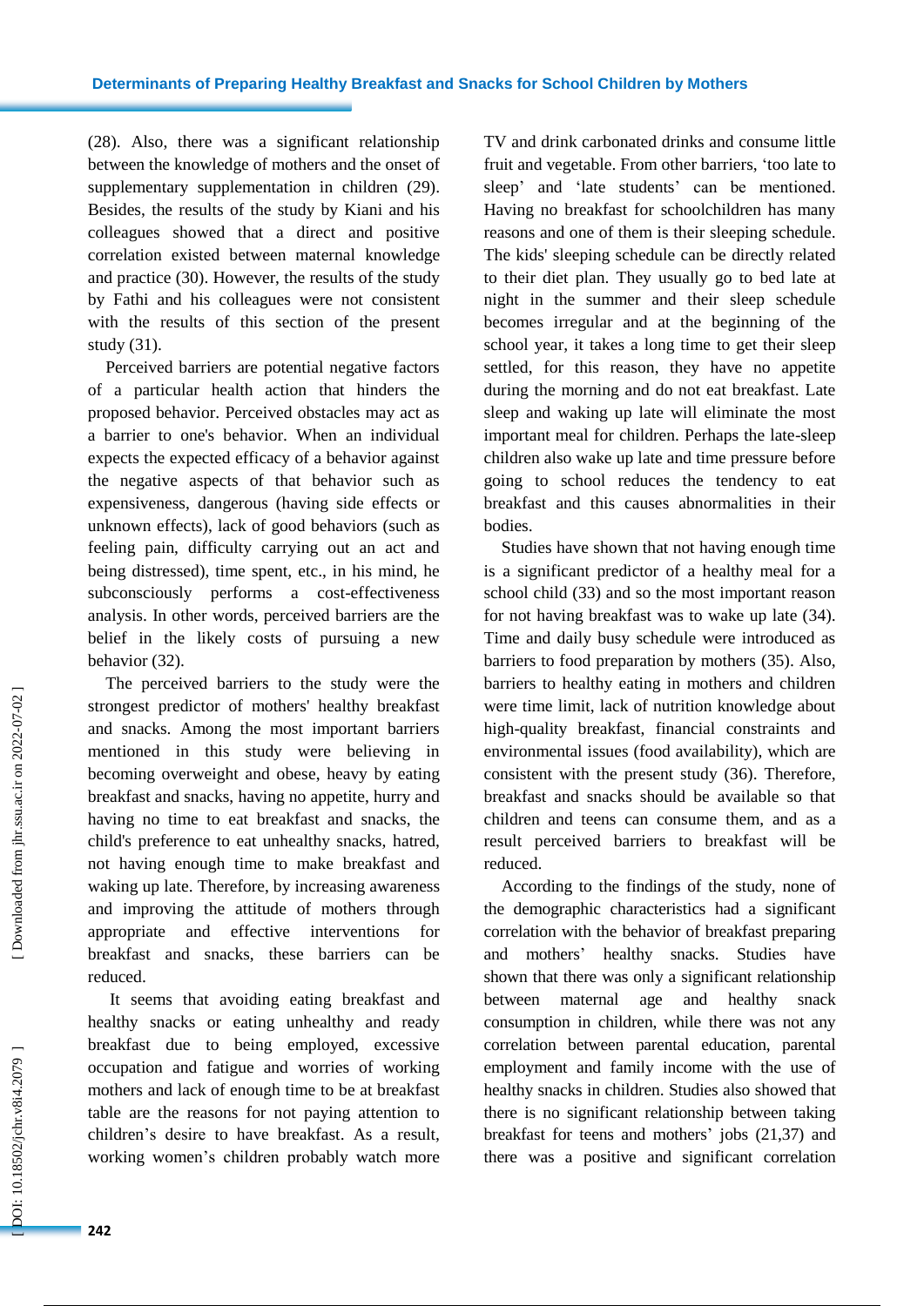(28). Also, there was a significant relationship between the knowledge of mothers and the onset of supplementary supplementation in children (29). Besides, the results of the study by Kiani and his colleagues showed that a direct and positive correlation existed between maternal knowledge and practice (30). However, the results of the study by Fathi and his colleagues were not consistent with the results of this section of the present study (31).

Perceived barriers are potential negative factors of a particular health action that hinders the proposed behavior. Perceived obstacles may act as a barrier to one's behavior. When an individual expects the expected efficacy of a behavior against the negative aspects of that behavior such as expensiveness, dangerous (having side effects or unknown effects), lack of good behaviors (such as feeling pain, difficulty carrying out an act and being distressed), time spent, etc., in his mind, he subconsciously performs a cost-effectiveness analysis. In other words, perceived barriers are the belief in the likely costs of pursuing a new behavior (32).

The perceived barriers to the study were the strongest predictor of mothers' healthy breakfast and snacks. Among the most important barriers mentioned in this study were believing in becoming overweight and obese, heavy by eating breakfast and snacks, having no appetite, hurry and having no time to eat breakfast and snacks, the child's preference to eat unhealthy snacks, hatred, not having enough time to make breakfast and waking up late. Therefore, by increasing awareness and improving the attitude of mothers through appropriate and effective interventions for breakfast and snacks, these barriers can be reduced.

It seems that avoiding eating breakfast and healthy snacks or eating unhealthy and ready breakfast due to being employed, excessive occupation and fatigue and worries of working mothers and lack of enough time to be at breakfast table are the reasons for not paying attention to children's desire to have breakfast. As a result, working women's children probably watch more TV and drink carbonated drinks and consume little fruit and vegetable. From other barriers, 'too late to sleep' and 'late students' can be mentioned. Having no breakfast for schoolchildren has many reasons and one of them is their sleeping schedule. The kids' sleeping schedule can be directly related to their diet plan. They usually go to bed late at night in the summer and their sleep schedule becomes irregular and at the beginning of the school year, it takes a long time to get their sleep settled, for this reason, they have no appetite during the morning and do not eat breakfast. Late sleep and waking up late will eliminate the most important meal for children. Perhaps the late-sleep children also wake up late and time pressure before going to school reduces the tendency to eat breakfast and this causes abnormalities in their bodies.

Studies have shown that not having enough time is a significant predictor of a healthy meal for a school child (33) and so the most important reason for not having breakfast was to wake up late (34). Time and daily busy schedule were introduced as barriers to food preparation by mothers (35). Also, barriers to healthy eating in mothers and children were time limit, lack of nutrition knowledge about high-quality breakfast, financial constraints and environmental issues (food availability), which are consistent with the present study (36). Therefore, breakfast and snacks should be available so that children and teens can consume them, and as a result perceived barriers to breakfast will be reduced.

According to the findings of the study, none of the demographic characteristics had a significant correlation with the behavior of breakfast preparing and mothers' healthy snacks. Studies have shown that there was only a significant relationship between maternal age and healthy snack consumption in children, while there was not any correlation between parental education, parental employment and family income with the use of healthy snacks in children. Studies also showed that there is no significant relationship between taking breakfast for teens and mothers' jobs (21,37) and there was a positive and significant correlation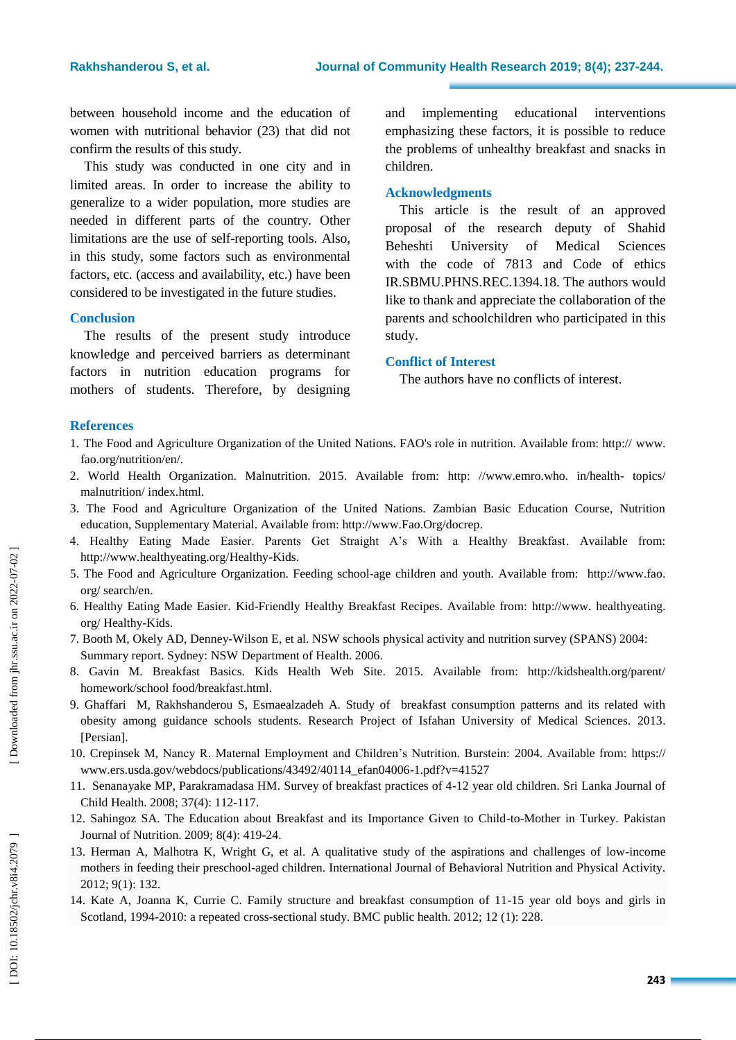between household income and the education of women with nutritional behavior (23) that did not confirm the results of this study.

This study was conducted in one city and in limited areas. In order to increase the ability to generalize to a wider population, more studies are needed in different parts of the country. Other limitations are the use of self-reporting tools. Also, in this study, some factors such as environmental factors, etc. (access and availability, etc.) have been considered to be investigated in the future studies.

## Conclusion

The results of the present study introduce knowledge and perceived barriers as determinant factors in nutrition education programs for mothers of students. Therefore, by designing and implementing educational interventions emphasizing these factors, it is possible to reduce the problems of unhealthy breakfast and snacks in children.

## Acknowledgments

This article is the result of an approved proposal of the research deputy of Shahid Beheshti University of Medical Sciences with the code of 7813 and Code of ethics IR.SBMU.PHNS.REC.1394.18. The authors would like to thank and appreciate the collaboration of the parents and schoolchildren who participated in this study.

## Conflict of Interest

The authors have no conflicts of interest.

## References

1. The Food and Agriculture Organization of the United Nations. FAO's role in nutrition. Available from: http:// www. fao.org/nutrition/en/.
2. World Health Organization. Malnutrition. 2015. Available from: http: //www.emro.who. in/health- topics/ malnutrition/ index.html.
3. The Food and Agriculture Organization of the United Nations. Zambian Basic Education Course, Nutrition education, Supplementary Material. Available from: http://www.Fao.Org/docrep.
4. Healthy Eating Made Easier. Parents Get Straight A's With a Healthy Breakfast. Available from: http://www.healthyeating.org/Healthy-Kids.
5. The Food and Agriculture Organization. Feeding school-age children and youth. Available from: http://www.fao. org/ search/en.
6. Healthy Eating Made Easier. Kid-Friendly Healthy Breakfast Recipes. Available from: http://www. healthyeating. org/ Healthy-Kids.
7. Booth M, Okely AD, Denney-Wilson E, et al. NSW schools physical activity and nutrition survey (SPANS) 2004: Summary report. Sydney: NSW Department of Health. 2006.
8. Gavin M. Breakfast Basics. Kids Health Web Site. 2015. Available from: http://kidshealth.org/parent/ homework/school food/breakfast.html.
9. Ghaffari M, Rakhshanderou S, Esmaealzadeh A. Study of breakfast consumption patterns and its related with obesity among guidance schools students. Research Project of Isfahan University of Medical Sciences. 2013. [Persian].
10. Crepinsek M, Nancy R. Maternal Employment and Children's Nutrition. Burstein: 2004. Available from: https:// www.ers.usda.gov/webdocs/publications/43492/40114_efan04006-1.pdf?v=41527
11. Senanayake MP, Parakramadasa HM. Survey of breakfast practices of 4-12 year old children. Sri Lanka Journal of Child Health. 2008; 37(4): 112-117.
12. Sahingoz SA. The Education about Breakfast and its Importance Given to Child-to-Mother in Turkey. Pakistan Journal of Nutrition. 2009; 8(4): 419-24.
13. Herman A, Malhotra K, Wright G, et al. A qualitative study of the aspirations and challenges of low-income mothers in feeding their preschool-aged children. International Journal of Behavioral Nutrition and Physical Activity. 2012; 9(1): 132.
14. Kate A, Joanna K, Currie C. Family structure and breakfast consumption of 11-15 year old boys and girls in Scotland, 1994-2010: a repeated cross-sectional study. BMC public health. 2012; 12 (1): 228.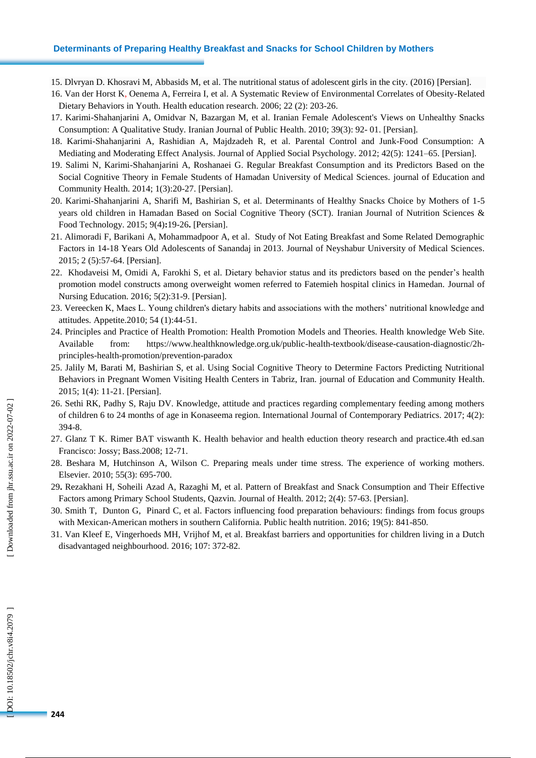15. Dlvryan D. Khosravi M, Abbasids M, et al. The nutritional status of adolescent girls in the city. (2016) [Persian].
16. Van der Horst K, Oenema A, Ferreira I, et al. A Systematic Review of Environmental Correlates of Obesity-Related Dietary Behaviors in Youth. Health education research. 2006; 22 (2): 203-26.
17. Karimi-Shahanjarini A, Omidvar N, Bazargan M, et al. Iranian Female Adolescent's Views on Unhealthy Snacks Consumption: A Qualitative Study. Iranian Journal of Public Health. 2010; 39(3): 92- 01. [Persian].
18. Karimi-Shahanjarini A, Rashidian A, Majdzadeh R, et al. Parental Control and Junk-Food Consumption: A Mediating and Moderating Effect Analysis. Journal of Applied Social Psychology. 2012; 42(5): 1241–65. [Persian].
19. Salimi N, Karimi-Shahanjarini A, Roshanaei G. Regular Breakfast Consumption and its Predictors Based on the Social Cognitive Theory in Female Students of Hamadan University of Medical Sciences. journal of Education and Community Health. 2014; 1(3):20-27. [Persian].
20. Karimi-Shahanjarini A, Sharifi M, Bashirian S, et al. Determinants of Healthy Snacks Choice by Mothers of 1-5 years old children in Hamadan Based on Social Cognitive Theory (SCT). Iranian Journal of Nutrition Sciences & Food Technology. 2015; 9(4)**:**19-26**.** [Persian].
21. Alimoradi F, Barikani A, Mohammadpoor A, et al. Study of Not Eating Breakfast and Some Related Demographic Factors in 14-18 Years Old Adolescents of Sanandaj in 2013. Journal of Neyshabur University of Medical Sciences. 2015; 2 (5):57-64. [Persian].
22. Khodaveisi M, Omidi A, Farokhi S, et al. Dietary behavior status and its predictors based on the pender's health promotion model constructs among overweight women referred to Fatemieh hospital clinics in Hamedan. Journal of Nursing Education. 2016; 5(2):31-9. [Persian].
23. Vereecken K, Maes L. Young children's dietary habits and associations with the mothers' nutritional knowledge and attitudes. Appetite.2010; 54 (1):44-51.
24. Principles and Practice of Health Promotion: Health Promotion Models and Theories. Health knowledge Web Site. Available from: https://www.healthknowledge.org.uk/public-health-textbook/disease-causation-diagnostic/2h-principles-health-promotion/prevention-paradox
25. Jalily M, Barati M, Bashirian S, et al. Using Social Cognitive Theory to Determine Factors Predicting Nutritional Behaviors in Pregnant Women Visiting Health Centers in Tabriz, Iran. journal of Education and Community Health. 2015; 1(4): 11-21. [Persian].
26. Sethi RK, Padhy S, Raju DV. Knowledge, attitude and practices regarding complementary feeding among mothers of children 6 to 24 months of age in Konaseema region. International Journal of Contemporary Pediatrics. 2017; 4(2): 394-8.
27. Glanz T K. Rimer BAT viswanth K. Health behavior and health eduction theory research and practice.4th ed.san Francisco: Jossy; Bass.2008; 12-71.
28. Beshara M, Hutchinson A, Wilson C. Preparing meals under time stress. The experience of working mothers. Elsevier. 2010; 55(3): 695-700.
29**.** Rezakhani H, Soheili Azad A, Razaghi M, et al. Pattern of Breakfast and Snack Consumption and Their Effective Factors among Primary School Students, Qazvin. Journal of Health. 2012; 2(4): 57-63. [Persian].
30. Smith T, Dunton G, Pinard C, et al. Factors influencing food preparation behaviours: findings from focus groups with Mexican-American mothers in southern California. Public health nutrition. 2016; 19(5): 841-850.
31. Van Kleef E, Vingerhoeds MH, Vrijhof M, et al. Breakfast barriers and opportunities for children living in a Dutch disadvantaged neighbourhood. 2016; 107: 372-82.